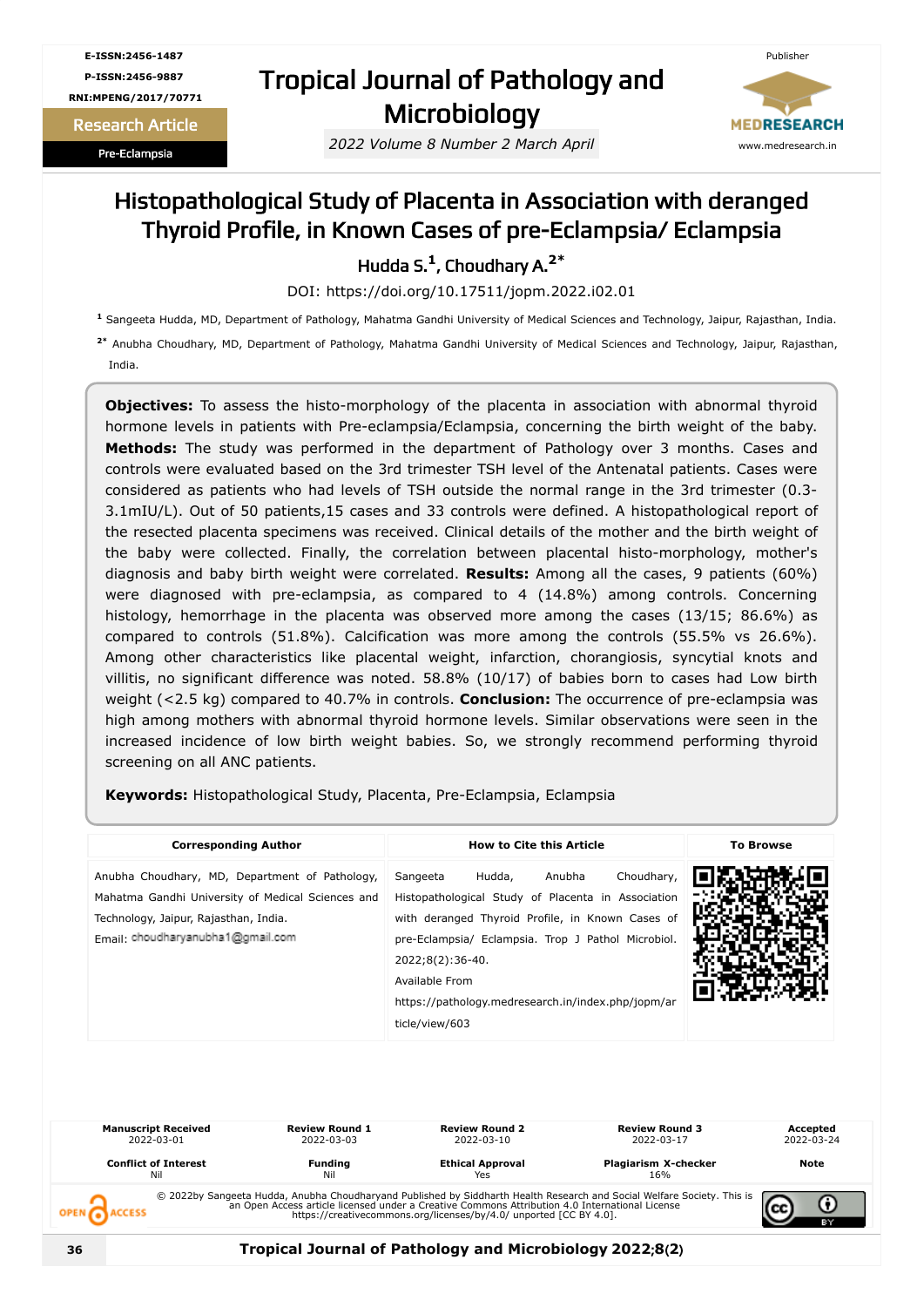E-ISSN:2456-1487

P-ISSN:2456-9887

RNI:MPENG/2017/70771

**Research Article**

**Pre-Eclampsia**

# Tropical Journal of Pathology and Microbiology

*2022 Volume 8 Number 2 March April*

Publisher

MEDRESEARCH

www.medresearch.in

# Histopathological Study of Placenta in Association with deranged Thyroid Profile, in Known Cases of pre-Eclampsia/ Eclampsia

**Hudda S.[1], Choudhary A.[2*]**

DOI: https://doi.org/10.17511/jopm.2022.i02.01

[1] Sangeeta Hudda, MD, Department of Pathology, Mahatma Gandhi University of Medical Sciences and Technology, Jaipur, Rajasthan, India.

[2*] Anubha Choudhary, MD, Department of Pathology, Mahatma Gandhi University of Medical Sciences and Technology, Jaipur, Rajasthan, India.

**Objectives:** To assess the histo-morphology of the placenta in association with abnormal thyroid hormone levels in patients with Pre-eclampsia/Eclampsia, concerning the birth weight of the baby. **Methods:** The study was performed in the department of Pathology over 3 months. Cases and controls were evaluated based on the 3rd trimester TSH level of the Antenatal patients. Cases were considered as patients who had levels of TSH outside the normal range in the 3rd trimester (0.3-3.1mIU/L). Out of 50 patients,15 cases and 33 controls were defined. A histopathological report of the resected placenta specimens was received. Clinical details of the mother and the birth weight of the baby were collected. Finally, the correlation between placental histo-morphology, mother's diagnosis and baby birth weight were correlated. **Results:** Among all the cases, 9 patients (60%) were diagnosed with pre-eclampsia, as compared to 4 (14.8%) among controls. Concerning histology, hemorrhage in the placenta was observed more among the cases (13/15; 86.6%) as compared to controls (51.8%). Calcification was more among the controls (55.5% vs 26.6%). Among other characteristics like placental weight, infarction, chorangiosis, syncytial knots and villitis, no significant difference was noted. 58.8% (10/17) of babies born to cases had Low birth weight (<2.5 kg) compared to 40.7% in controls. **Conclusion:** The occurrence of pre-eclampsia was high among mothers with abnormal thyroid hormone levels. Similar observations were seen in the increased incidence of low birth weight babies. So, we strongly recommend performing thyroid screening on all ANC patients.

**Keywords:** Histopathological Study, Placenta, Pre-Eclampsia, Eclampsia

| Corresponding Author | How to Cite this Article | To Browse |
|---|---|---|
| Anubha Choudhary, MD, Department of Pathology, Mahatma Gandhi University of Medical Sciences and Technology, Jaipur, Rajasthan, India. Email: choudharyanubha1@gmail.com | Sangeeta Hudda, Anubha Choudhary, Histopathological Study of Placenta in Association with deranged Thyroid Profile, in Known Cases of pre-Eclampsia/ Eclampsia. Trop J Pathol Microbiol. 2022;8(2):36-40. Available From https://pathology.medresearch.in/index.php/jopm/article/view/603 | |

| Manuscript Received | Review Round 1 | Review Round 2 | Review Round 3 | Accepted |
|---|---|---|---|---|
| 2022-03-01 | 2022-03-03 | 2022-03-10 | 2022-03-17 | 2022-03-24 |
| **Conflict of Interest** | **Funding** | **Ethical Approval** | **Plagiarism X-checker** | **Note** |
| Nil | Nil | Yes | 16% | |

© 2022by Sangeeta Hudda, Anubha Choudharyand Published by Siddharth Health Research and Social Welfare Society. This is an Open Access article licensed under a Creative Commons Attribution 4.0 International License https://creativecommons.org/licenses/by/4.0/ unported [CC BY 4.0].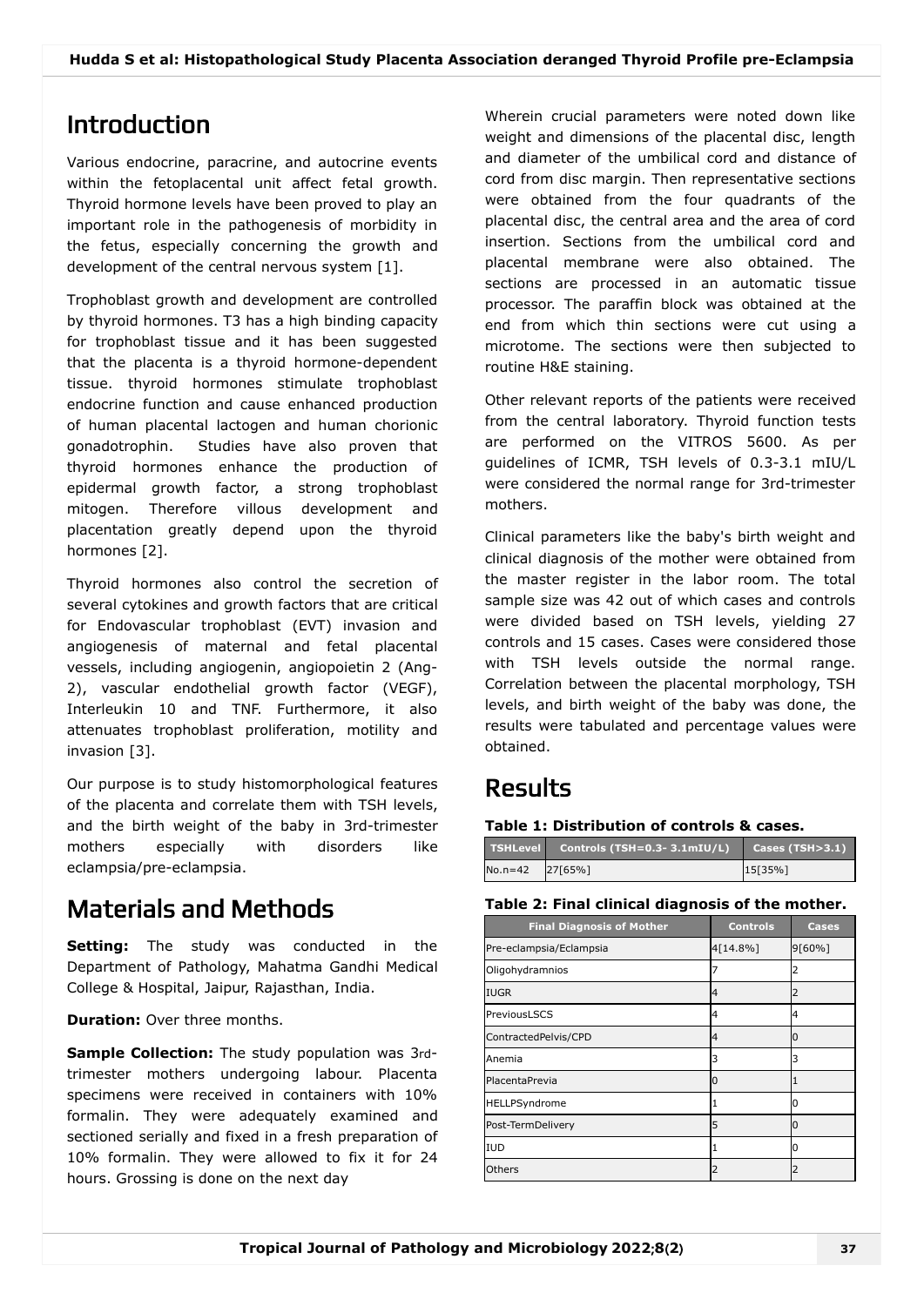## Introduction

Various endocrine, paracrine, and autocrine events within the fetoplacental unit affect fetal growth. Thyroid hormone levels have been proved to play an important role in the pathogenesis of morbidity in the fetus, especially concerning the growth and development of the central nervous system [1].

Trophoblast growth and development are controlled by thyroid hormones. T3 has a high binding capacity for trophoblast tissue and it has been suggested that the placenta is a thyroid hormone-dependent tissue. thyroid hormones stimulate trophoblast endocrine function and cause enhanced production of human placental lactogen and human chorionic gonadotrophin. Studies have also proven that thyroid hormones enhance the production of epidermal growth factor, a strong trophoblast mitogen. Therefore villous development and placentation greatly depend upon the thyroid hormones [2].

Thyroid hormones also control the secretion of several cytokines and growth factors that are critical for Endovascular trophoblast (EVT) invasion and angiogenesis of maternal and fetal placental vessels, including angiogenin, angiopoietin 2 (Ang-2), vascular endothelial growth factor (VEGF), Interleukin 10 and TNF. Furthermore, it also attenuates trophoblast proliferation, motility and invasion [3].

Our purpose is to study histomorphological features of the placenta and correlate them with TSH levels, and the birth weight of the baby in 3rd-trimester mothers especially with disorders like eclampsia/pre-eclampsia.

## Materials and Methods

**Setting:** The study was conducted in the Department of Pathology, Mahatma Gandhi Medical College & Hospital, Jaipur, Rajasthan, India.

**Duration:** Over three months.

**Sample Collection:** The study population was 3rd-trimester mothers undergoing labour. Placenta specimens were received in containers with 10% formalin. They were adequately examined and sectioned serially and fixed in a fresh preparation of 10% formalin. They were allowed to fix it for 24 hours. Grossing is done on the next day Wherein crucial parameters were noted down like weight and dimensions of the placental disc, length and diameter of the umbilical cord and distance of cord from disc margin. Then representative sections were obtained from the four quadrants of the placental disc, the central area and the area of cord insertion. Sections from the umbilical cord and placental membrane were also obtained. The sections are processed in an automatic tissue processor. The paraffin block was obtained at the end from which thin sections were cut using a microtome. The sections were then subjected to routine H&E staining.

Other relevant reports of the patients were received from the central laboratory. Thyroid function tests are performed on the VITROS 5600. As per guidelines of ICMR, TSH levels of 0.3-3.1 mIU/L were considered the normal range for 3rd-trimester mothers.

Clinical parameters like the baby's birth weight and clinical diagnosis of the mother were obtained from the master register in the labor room. The total sample size was 42 out of which cases and controls were divided based on TSH levels, yielding 27 controls and 15 cases. Cases were considered those with TSH levels outside the normal range. Correlation between the placental morphology, TSH levels, and birth weight of the baby was done, the results were tabulated and percentage values were obtained.

## Results

**Table 1: Distribution of controls & cases.**

| TSHLevel | Controls (TSH=0.3- 3.1mIU/L) | Cases (TSH>3.1) |
|---|---|---|
| No.n=42 | 27[65%] | 15[35%] |

**Table 2: Final clinical diagnosis of the mother.**

| Final Diagnosis of Mother | Controls | Cases |
|---|---|---|
| Pre-eclampsia/Eclampsia | 4[14.8%] | 9[60%] |
| Oligohydramnios | 7 | 2 |
| IUGR | 4 | 2 |
| PreviousLSCS | 4 | 4 |
| ContractedPelvis/CPD | 4 | 0 |
| Anemia | 3 | 3 |
| PlacentaPrevia | 0 | 1 |
| HELLPSyndrome | 1 | 0 |
| Post-TermDelivery | 5 | 0 |
| IUD | 1 | 0 |
| Others | 2 | 2 |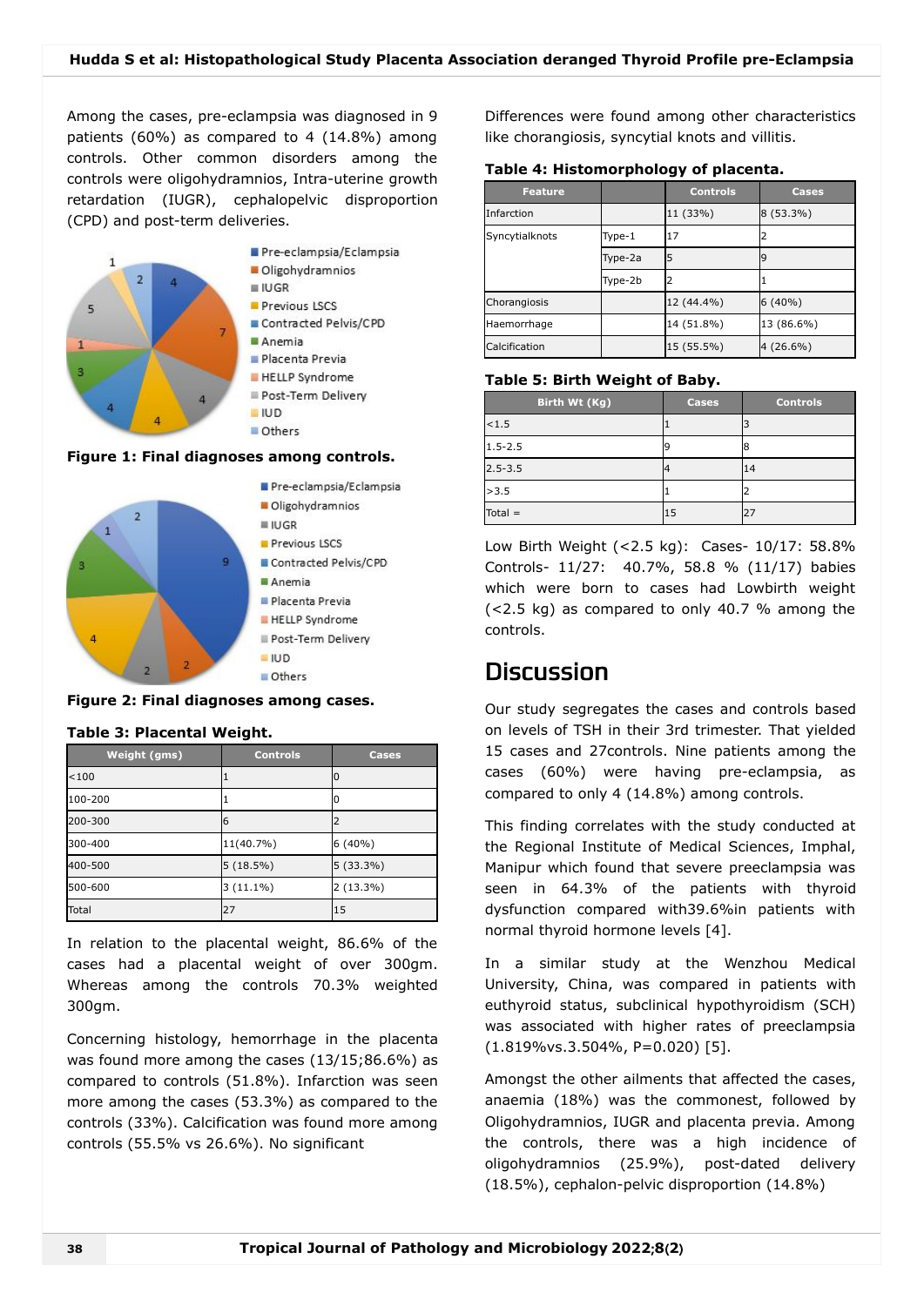Among the cases, pre-eclampsia was diagnosed in 9 patients (60%) as compared to 4 (14.8%) among controls. Other common disorders among the controls were oligohydramnios, Intra-uterine growth retardation (IUGR), cephalopelvic disproportion (CPD) and post-term deliveries.

**Figure 1: Final diagnoses among controls.**

**Figure 2: Final diagnoses among cases.**

**Table 3: Placental Weight.**

| Weight (gms) | Controls | Cases |
|---|---|---|
| <100 | 1 | 0 |
| 100-200 | 1 | 0 |
| 200-300 | 6 | 2 |
| 300-400 | 11(40.7%) | 6 (40%) |
| 400-500 | 5 (18.5%) | 5 (33.3%) |
| 500-600 | 3 (11.1%) | 2 (13.3%) |
| Total | 27 | 15 |

In relation to the placental weight, 86.6% of the cases had a placental weight of over 300gm. Whereas among the controls 70.3% weighted 300gm.

Concerning histology, hemorrhage in the placenta was found more among the cases (13/15;86.6%) as compared to controls (51.8%). Infarction was seen more among the cases (53.3%) as compared to the controls (33%). Calcification was found more among controls (55.5% vs 26.6%). No significant Differences were found among other characteristics like chorangiosis, syncytial knots and villitis.

**Table 4: Histomorphology of placenta.**

| Feature | | Controls | Cases |
|---|---|---|---|
| Infarction | | 11 (33%) | 8 (53.3%) |
| Syncytialknots | Type-1 | 17 | 2 |
| | Type-2a | 5 | 9 |
| | Type-2b | 2 | 1 |
| Chorangiosis | | 12 (44.4%) | 6 (40%) |
| Haemorrhage | | 14 (51.8%) | 13 (86.6%) |
| Calcification | | 15 (55.5%) | 4 (26.6%) |

**Table 5: Birth Weight of Baby.**

| Birth Wt (Kg) | Cases | Controls |
|---|---|---|
| <1.5 | 1 | 3 |
| 1.5-2.5 | 9 | 8 |
| 2.5-3.5 | 4 | 14 |
| >3.5 | 1 | 2 |
| Total = | 15 | 27 |

Low Birth Weight (<2.5 kg): Cases- 10/17: 58.8% Controls- 11/27: 40.7%, 58.8 % (11/17) babies which were born to cases had Lowbirth weight (<2.5 kg) as compared to only 40.7 % among the controls.

# Discussion

Our study segregates the cases and controls based on levels of TSH in their 3rd trimester. That yielded 15 cases and 27controls. Nine patients among the cases (60%) were having pre-eclampsia, as compared to only 4 (14.8%) among controls.

This finding correlates with the study conducted at the Regional Institute of Medical Sciences, Imphal, Manipur which found that severe preeclampsia was seen in 64.3% of the patients with thyroid dysfunction compared with39.6%in patients with normal thyroid hormone levels [4].

In a similar study at the Wenzhou Medical University, China, was compared in patients with euthyroid status, subclinical hypothyroidism (SCH) was associated with higher rates of preeclampsia (1.819%vs.3.504%, P=0.020) [5].

Amongst the other ailments that affected the cases, anaemia (18%) was the commonest, followed by Oligohydramnios, IUGR and placenta previa. Among the controls, there was a high incidence of oligohydramnios (25.9%), post-dated delivery (18.5%), cephalon-pelvic disproportion (14.8%)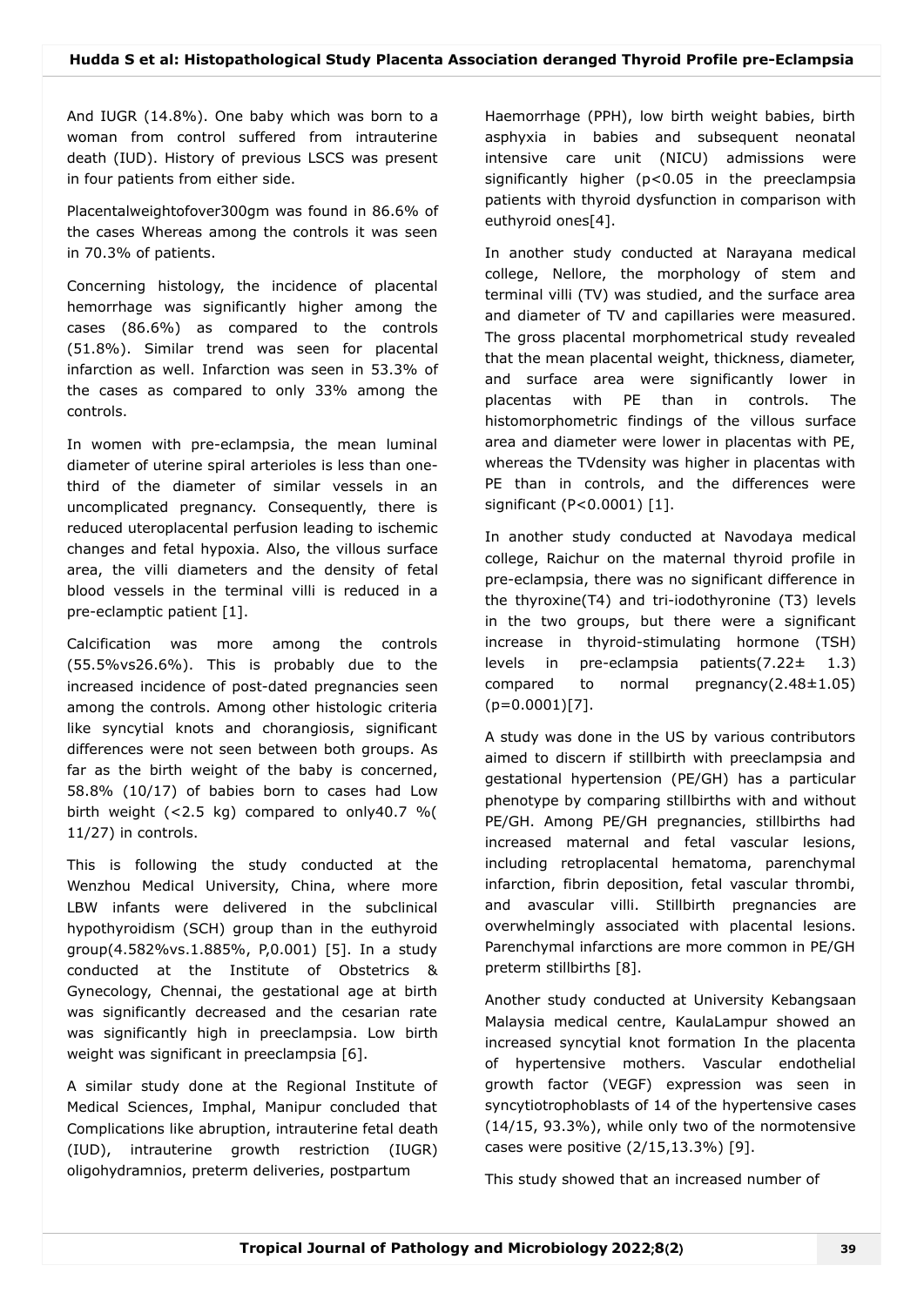And IUGR (14.8%). One baby which was born to a woman from control suffered from intrauterine death (IUD). History of previous LSCS was present in four patients from either side.

Placentalweightofover300gm was found in 86.6% of the cases Whereas among the controls it was seen in 70.3% of patients.

Concerning histology, the incidence of placental hemorrhage was significantly higher among the cases (86.6%) as compared to the controls (51.8%). Similar trend was seen for placental infarction as well. Infarction was seen in 53.3% of the cases as compared to only 33% among the controls.

In women with pre-eclampsia, the mean luminal diameter of uterine spiral arterioles is less than one-third of the diameter of similar vessels in an uncomplicated pregnancy. Consequently, there is reduced uteroplacental perfusion leading to ischemic changes and fetal hypoxia. Also, the villous surface area, the villi diameters and the density of fetal blood vessels in the terminal villi is reduced in a pre-eclamptic patient [1].

Calcification was more among the controls (55.5%vs26.6%). This is probably due to the increased incidence of post-dated pregnancies seen among the controls. Among other histologic criteria like syncytial knots and chorangiosis, significant differences were not seen between both groups. As far as the birth weight of the baby is concerned, 58.8% (10/17) of babies born to cases had Low birth weight (<2.5 kg) compared to only40.7 %( 11/27) in controls.

This is following the study conducted at the Wenzhou Medical University, China, where more LBW infants were delivered in the subclinical hypothyroidism (SCH) group than in the euthyroid group(4.582%vs.1.885%, P,0.001) [5]. In a study conducted at the Institute of Obstetrics & Gynecology, Chennai, the gestational age at birth was significantly decreased and the cesarian rate was significantly high in preeclampsia. Low birth weight was significant in preeclampsia [6].

A similar study done at the Regional Institute of Medical Sciences, Imphal, Manipur concluded that Complications like abruption, intrauterine fetal death (IUD), intrauterine growth restriction (IUGR) oligohydramnios, preterm deliveries, postpartum Haemorrhage (PPH), low birth weight babies, birth asphyxia in babies and subsequent neonatal intensive care unit (NICU) admissions were significantly higher (p<0.05 in the preeclampsia patients with thyroid dysfunction in comparison with euthyroid ones[4].

In another study conducted at Narayana medical college, Nellore, the morphology of stem and terminal villi (TV) was studied, and the surface area and diameter of TV and capillaries were measured. The gross placental morphometrical study revealed that the mean placental weight, thickness, diameter, and surface area were significantly lower in placentas with PE than in controls. The histomorphometric findings of the villous surface area and diameter were lower in placentas with PE, whereas the TVdensity was higher in placentas with PE than in controls, and the differences were significant (P<0.0001) [1].

In another study conducted at Navodaya medical college, Raichur on the maternal thyroid profile in pre-eclampsia, there was no significant difference in the thyroxine(T4) and tri-iodothyronine (T3) levels in the two groups, but there were a significant increase in thyroid-stimulating hormone (TSH) levels in pre-eclampsia patients(7.22± 1.3) compared to normal pregnancy(2.48±1.05) (p=0.0001)[7].

A study was done in the US by various contributors aimed to discern if stillbirth with preeclampsia and gestational hypertension (PE/GH) has a particular phenotype by comparing stillbirths with and without PE/GH. Among PE/GH pregnancies, stillbirths had increased maternal and fetal vascular lesions, including retroplacental hematoma, parenchymal infarction, fibrin deposition, fetal vascular thrombi, and avascular villi. Stillbirth pregnancies are overwhelmingly associated with placental lesions. Parenchymal infarctions are more common in PE/GH preterm stillbirths [8].

Another study conducted at University Kebangsaan Malaysia medical centre, KaulaLampur showed an increased syncytial knot formation In the placenta of hypertensive mothers. Vascular endothelial growth factor (VEGF) expression was seen in syncytiotrophoblasts of 14 of the hypertensive cases (14/15, 93.3%), while only two of the normotensive cases were positive (2/15,13.3%) [9].

This study showed that an increased number of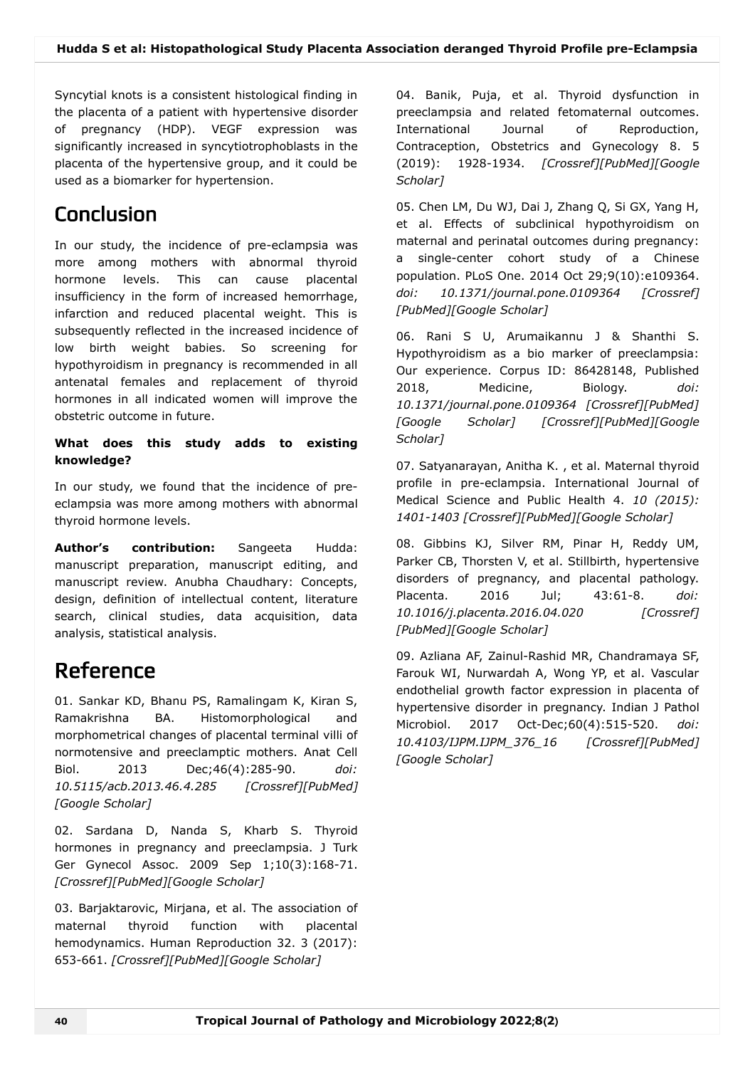Syncytial knots is a consistent histological finding in the placenta of a patient with hypertensive disorder of pregnancy (HDP). VEGF expression was significantly increased in syncytiotrophoblasts in the placenta of the hypertensive group, and it could be used as a biomarker for hypertension.

## Conclusion

In our study, the incidence of pre-eclampsia was more among mothers with abnormal thyroid hormone levels. This can cause placental insufficiency in the form of increased hemorrhage, infarction and reduced placental weight. This is subsequently reflected in the increased incidence of low birth weight babies. So screening for hypothyroidism in pregnancy is recommended in all antenatal females and replacement of thyroid hormones in all indicated women will improve the obstetric outcome in future.

**What does this study adds to existing knowledge?**

In our study, we found that the incidence of pre-eclampsia was more among mothers with abnormal thyroid hormone levels.

**Author's contribution:** Sangeeta Hudda: manuscript preparation, manuscript editing, and manuscript review. Anubha Chaudhary: Concepts, design, definition of intellectual content, literature search, clinical studies, data acquisition, data analysis, statistical analysis.

## Reference

01. Sankar KD, Bhanu PS, Ramalingam K, Kiran S, Ramakrishna BA. Histomorphological and morphometrical changes of placental terminal villi of normotensive and preeclamptic mothers. Anat Cell Biol. 2013 Dec;46(4):285-90. *doi: 10.5115/acb.2013.46.4.285 [Crossref][PubMed][Google Scholar]*

02. Sardana D, Nanda S, Kharb S. Thyroid hormones in pregnancy and preeclampsia. J Turk Ger Gynecol Assoc. 2009 Sep 1;10(3):168-71. *[Crossref][PubMed][Google Scholar]*

03. Barjaktarovic, Mirjana, et al. The association of maternal thyroid function with placental hemodynamics. Human Reproduction 32. 3 (2017): 653-661. *[Crossref][PubMed][Google Scholar]*

04. Banik, Puja, et al. Thyroid dysfunction in preeclampsia and related fetomaternal outcomes. International Journal of Reproduction, Contraception, Obstetrics and Gynecology 8. 5 (2019): 1928-1934. *[Crossref][PubMed][Google Scholar]*

05. Chen LM, Du WJ, Dai J, Zhang Q, Si GX, Yang H, et al. Effects of subclinical hypothyroidism on maternal and perinatal outcomes during pregnancy: a single-center cohort study of a Chinese population. PLoS One. 2014 Oct 29;9(10):e109364. *doi: 10.1371/journal.pone.0109364 [Crossref][PubMed][Google Scholar]*

06. Rani S U, Arumaikannu J & Shanthi S. Hypothyroidism as a bio marker of preeclampsia: Our experience. Corpus ID: 86428148, Published 2018, Medicine, Biology. *doi: 10.1371/journal.pone.0109364 [Crossref][PubMed][Google Scholar] [Crossref][PubMed][Google Scholar]*

07. Satyanarayan, Anitha K. , et al. Maternal thyroid profile in pre-eclampsia. International Journal of Medical Science and Public Health 4. *10 (2015): 1401-1403 [Crossref][PubMed][Google Scholar]*

08. Gibbins KJ, Silver RM, Pinar H, Reddy UM, Parker CB, Thorsten V, et al. Stillbirth, hypertensive disorders of pregnancy, and placental pathology. Placenta. 2016 Jul; 43:61-8. *doi: 10.1016/j.placenta.2016.04.020 [Crossref][PubMed][Google Scholar]*

09. Azliana AF, Zainul-Rashid MR, Chandramaya SF, Farouk WI, Nurwardah A, Wong YP, et al. Vascular endothelial growth factor expression in placenta of hypertensive disorder in pregnancy. Indian J Pathol Microbiol. 2017 Oct-Dec;60(4):515-520. *doi: 10.4103/IJPM.IJPM_376_16 [Crossref][PubMed][Google Scholar]*